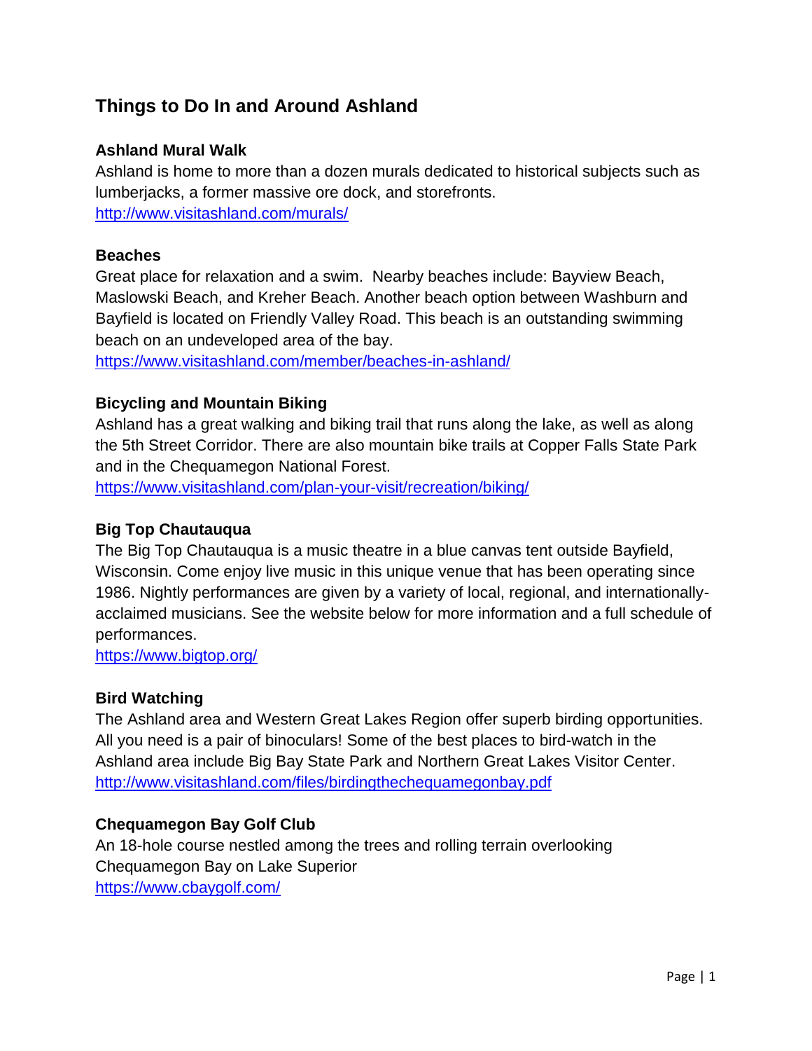# Things to Do In and Around Ashland

### Ashland Mural Walk

Ashland is home to more than a dozen murals dedicated to historical subjects such as lumberjacks, a former massive ore dock, and storefronts.
http://www.visitashland.com/murals/

### Beaches

Great place for relaxation and a swim. Nearby beaches include: Bayview Beach, Maslowski Beach, and Kreher Beach. Another beach option between Washburn and Bayfield is located on Friendly Valley Road. This beach is an outstanding swimming beach on an undeveloped area of the bay.
https://www.visitashland.com/member/beaches-in-ashland/

### Bicycling and Mountain Biking

Ashland has a great walking and biking trail that runs along the lake, as well as along the 5th Street Corridor. There are also mountain bike trails at Copper Falls State Park and in the Chequamegon National Forest.
https://www.visitashland.com/plan-your-visit/recreation/biking/

### Big Top Chautauqua

The Big Top Chautauqua is a music theatre in a blue canvas tent outside Bayfield, Wisconsin. Come enjoy live music in this unique venue that has been operating since 1986. Nightly performances are given by a variety of local, regional, and internationally-acclaimed musicians. See the website below for more information and a full schedule of performances.
https://www.bigtop.org/

### Bird Watching

The Ashland area and Western Great Lakes Region offer superb birding opportunities. All you need is a pair of binoculars! Some of the best places to bird-watch in the Ashland area include Big Bay State Park and Northern Great Lakes Visitor Center.
http://www.visitashland.com/files/birdingthechequamegonbay.pdf

### Chequamegon Bay Golf Club

An 18-hole course nestled among the trees and rolling terrain overlooking Chequamegon Bay on Lake Superior
https://www.cbaygolf.com/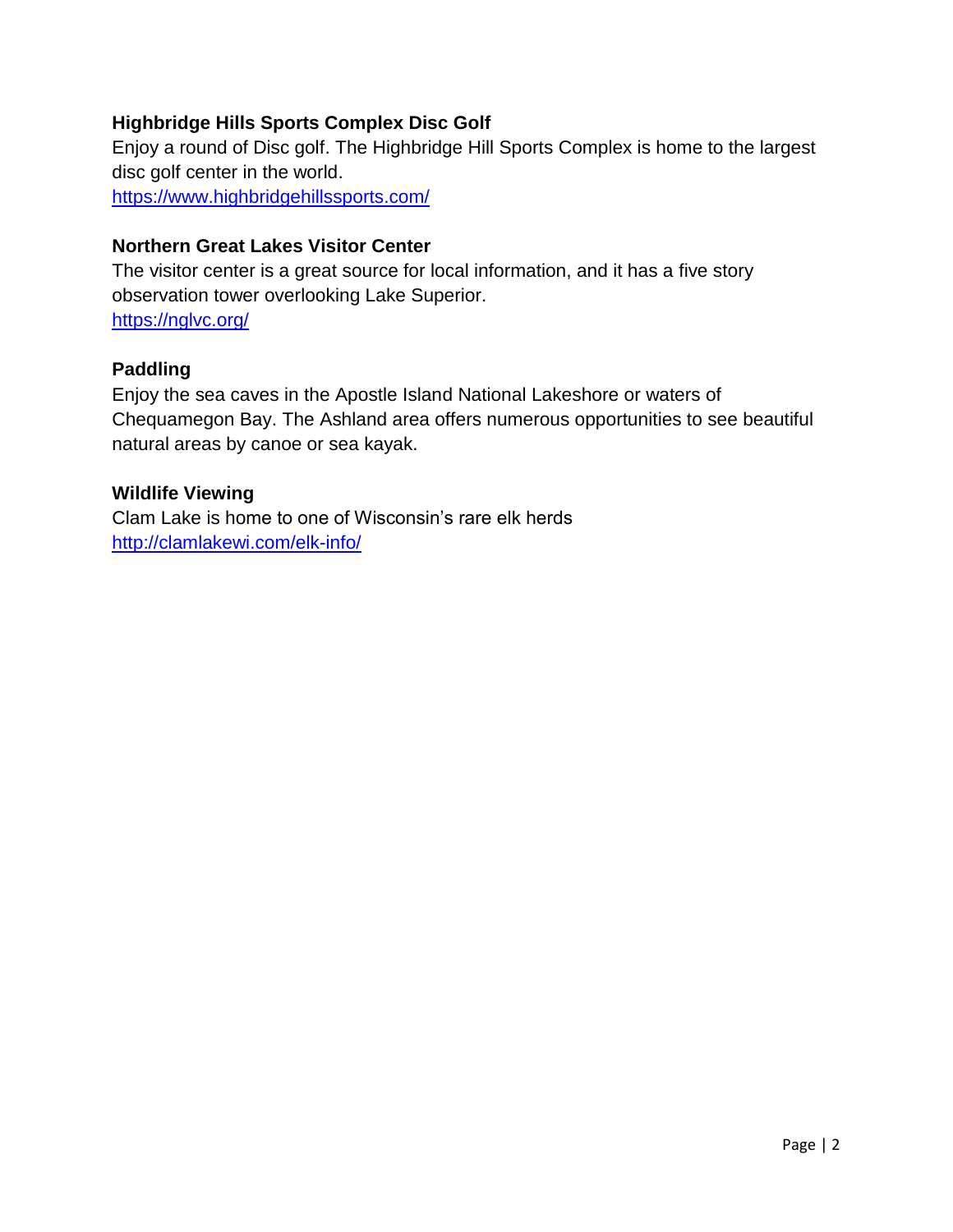**Highbridge Hills Sports Complex Disc Golf**

Enjoy a round of Disc golf. The Highbridge Hill Sports Complex is home to the largest disc golf center in the world.

https://www.highbridgehillssports.com/

**Northern Great Lakes Visitor Center**

The visitor center is a great source for local information, and it has a five story observation tower overlooking Lake Superior.

https://nglvc.org/

**Paddling**

Enjoy the sea caves in the Apostle Island National Lakeshore or waters of Chequamegon Bay. The Ashland area offers numerous opportunities to see beautiful natural areas by canoe or sea kayak.

**Wildlife Viewing**

Clam Lake is home to one of Wisconsin's rare elk herds

http://clamlakewi.com/elk-info/